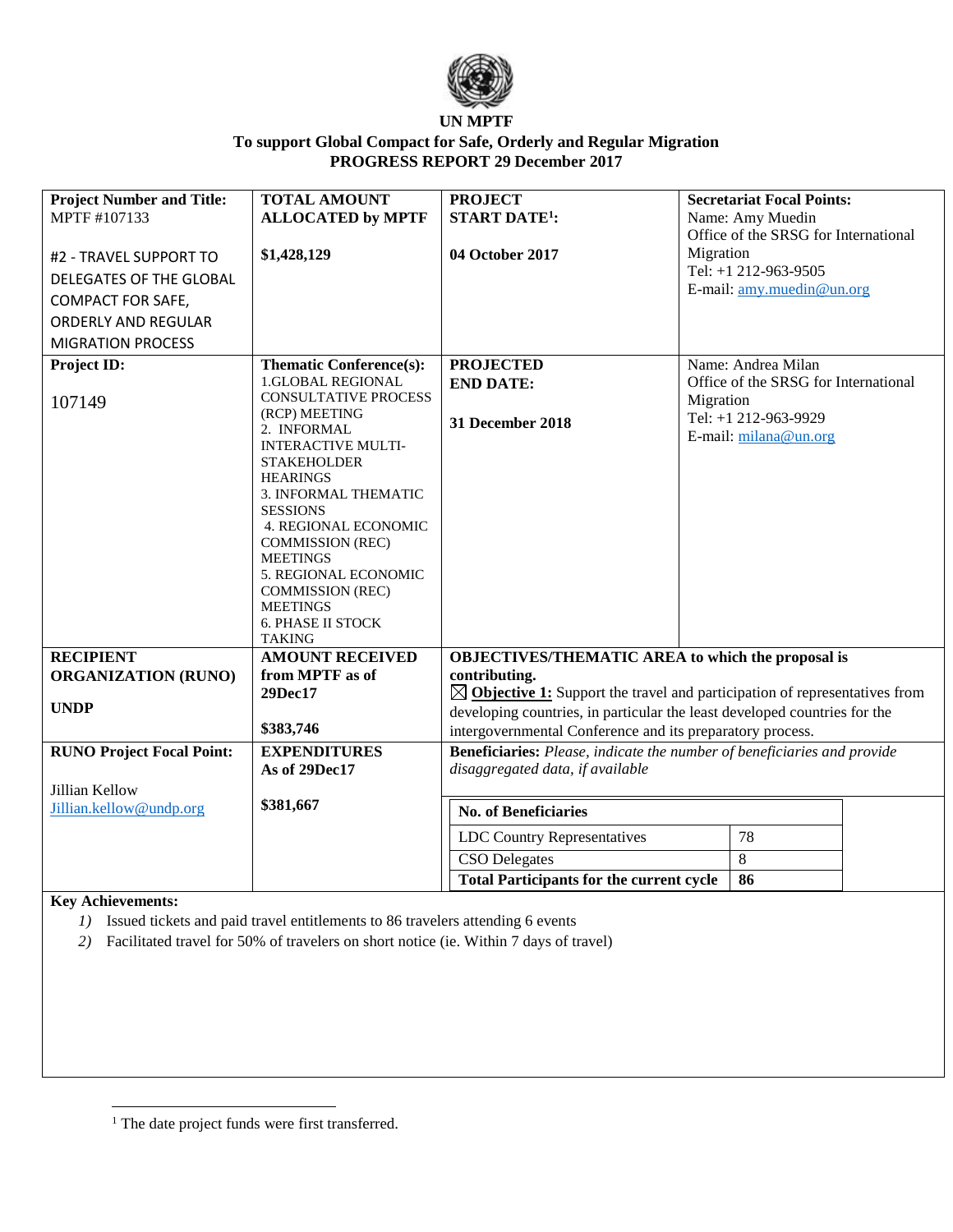**UN MPTF**
**To support Global Compact for Safe, Orderly and Regular Migration**
**PROGRESS REPORT 29 December 2017**

| **Project Number and Title:**<br>MPTF #107133<br><br>#2 - TRAVEL SUPPORT TO DELEGATES OF THE GLOBAL COMPACT FOR SAFE, ORDERLY AND REGULAR MIGRATION PROCESS | **TOTAL AMOUNT ALLOCATED by MPTF**<br><br>**$1,428,129** | **PROJECT START DATE[1]:**<br><br>**04 October 2017** | **Secretariat Focal Points:**<br>Name: Amy Muedin<br>Office of the SRSG for International Migration<br>Tel: +1 212-963-9505<br>E-mail: amy.muedin@un.org |
|---|---|---|---|
| **Project ID:**<br><br>107149 | **Thematic Conference(s):**<br>1.GLOBAL REGIONAL CONSULTATIVE PROCESS (RCP) MEETING<br>2. INFORMAL INTERACTIVE MULTI-STAKEHOLDER HEARINGS<br>3. INFORMAL THEMATIC SESSIONS<br>4. REGIONAL ECONOMIC COMMISSION (REC) MEETINGS<br>5. REGIONAL ECONOMIC COMMISSION (REC) MEETINGS<br>6. PHASE II STOCK TAKING | **PROJECTED END DATE:**<br><br>**31 December 2018** | Name: Andrea Milan<br>Office of the SRSG for International Migration<br>Tel: +1 212-963-9929<br>E-mail: milana@un.org |
| **RECIPIENT ORGANIZATION (RUNO)**<br><br>**UNDP** | **AMOUNT RECEIVED from MPTF as of 29Dec17**<br><br>**$383,746** | **OBJECTIVES/THEMATIC AREA to which the proposal is contributing.**<br>☒ **Objective 1:** Support the travel and participation of representatives from developing countries, in particular the least developed countries for the intergovernmental Conference and its preparatory process. | |
| **RUNO Project Focal Point:**<br><br>Jillian Kellow<br>Jillian.kellow@undp.org | **EXPENDITURES As of 29Dec17**<br><br>**$381,667** | **Beneficiaries:** *Please, indicate the number of beneficiaries and provide disaggregated data, if available* | |

| **No. of Beneficiaries** | |
|---|---|
| LDC Country Representatives | 78 |
| CSO Delegates | 8 |
| **Total Participants for the current cycle** | **86** |

**Key Achievements:**

1) Issued tickets and paid travel entitlements to 86 travelers attending 6 events
2) Facilitated travel for 50% of travelers on short notice (ie. Within 7 days of travel)

[1] The date project funds were first transferred.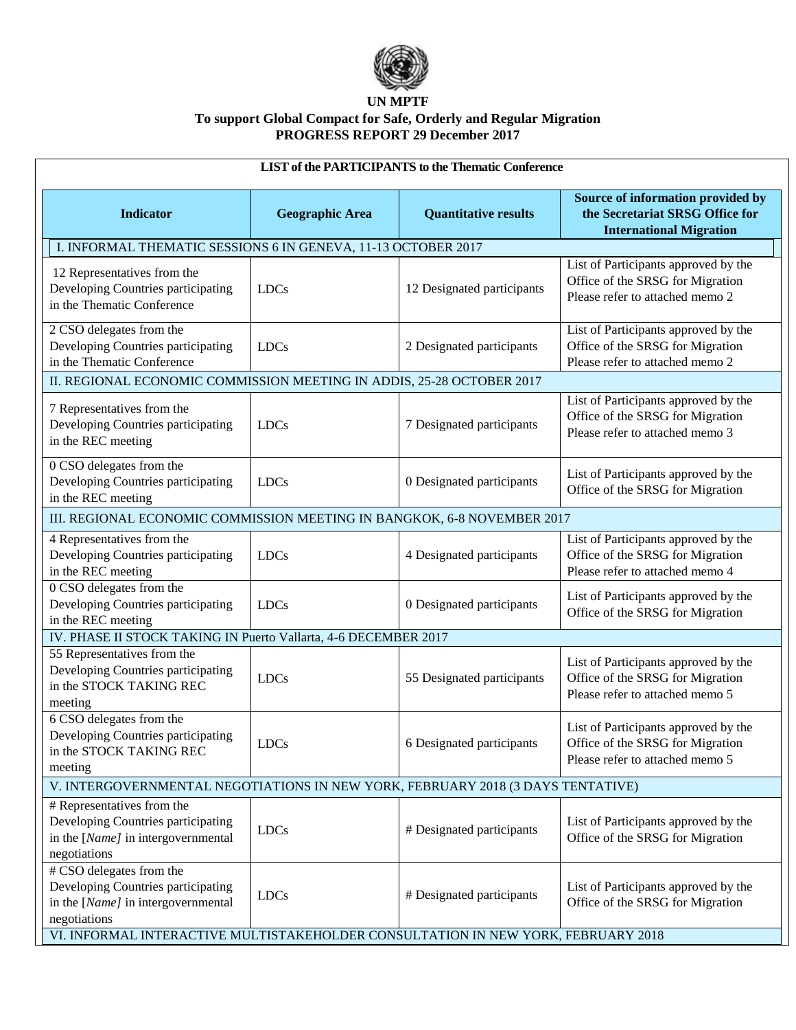**UN MPTF**
**To support Global Compact for Safe, Orderly and Regular Migration**
**PROGRESS REPORT 29 December 2017**

**LIST of the PARTICIPANTS to the Thematic Conference**

| Indicator | Geographic Area | Quantitative results | Source of information provided by the Secretariat SRSG Office for International Migration |
|---|---|---|---|
| I. INFORMAL THEMATIC SESSIONS 6 IN GENEVA, 11-13 OCTOBER 2017 | | | |
| 12 Representatives from the Developing Countries participating in the Thematic Conference | LDCs | 12 Designated participants | List of Participants approved by the Office of the SRSG for Migration Please refer to attached memo 2 |
| 2 CSO delegates from the Developing Countries participating in the Thematic Conference | LDCs | 2 Designated participants | List of Participants approved by the Office of the SRSG for Migration Please refer to attached memo 2 |
| II. REGIONAL ECONOMIC COMMISSION MEETING IN ADDIS, 25-28 OCTOBER 2017 | | | |
| 7 Representatives from the Developing Countries participating in the REC meeting | LDCs | 7 Designated participants | List of Participants approved by the Office of the SRSG for Migration Please refer to attached memo 3 |
| 0 CSO delegates from the Developing Countries participating in the REC meeting | LDCs | 0 Designated participants | List of Participants approved by the Office of the SRSG for Migration |
| III. REGIONAL ECONOMIC COMMISSION MEETING IN BANGKOK, 6-8 NOVEMBER 2017 | | | |
| 4 Representatives from the Developing Countries participating in the REC meeting | LDCs | 4 Designated participants | List of Participants approved by the Office of the SRSG for Migration Please refer to attached memo 4 |
| 0 CSO delegates from the Developing Countries participating in the REC meeting | LDCs | 0 Designated participants | List of Participants approved by the Office of the SRSG for Migration |
| IV. PHASE II STOCK TAKING IN Puerto Vallarta, 4-6 DECEMBER 2017 | | | |
| 55 Representatives from the Developing Countries participating in the STOCK TAKING REC meeting | LDCs | 55 Designated participants | List of Participants approved by the Office of the SRSG for Migration Please refer to attached memo 5 |
| 6 CSO delegates from the Developing Countries participating in the STOCK TAKING REC meeting | LDCs | 6 Designated participants | List of Participants approved by the Office of the SRSG for Migration Please refer to attached memo 5 |
| V. INTERGOVERNMENTAL NEGOTIATIONS IN NEW YORK, FEBRUARY 2018 (3 DAYS TENTATIVE) | | | |
| # Representatives from the Developing Countries participating in the [*Name]* in intergovernmental negotiations | LDCs | # Designated participants | List of Participants approved by the Office of the SRSG for Migration |
| # CSO delegates from the Developing Countries participating in the [*Name]* in intergovernmental negotiations | LDCs | # Designated participants | List of Participants approved by the Office of the SRSG for Migration |
| VI. INFORMAL INTERACTIVE MULTISTAKEHOLDER CONSULTATION IN NEW YORK, FEBRUARY 2018 | | | |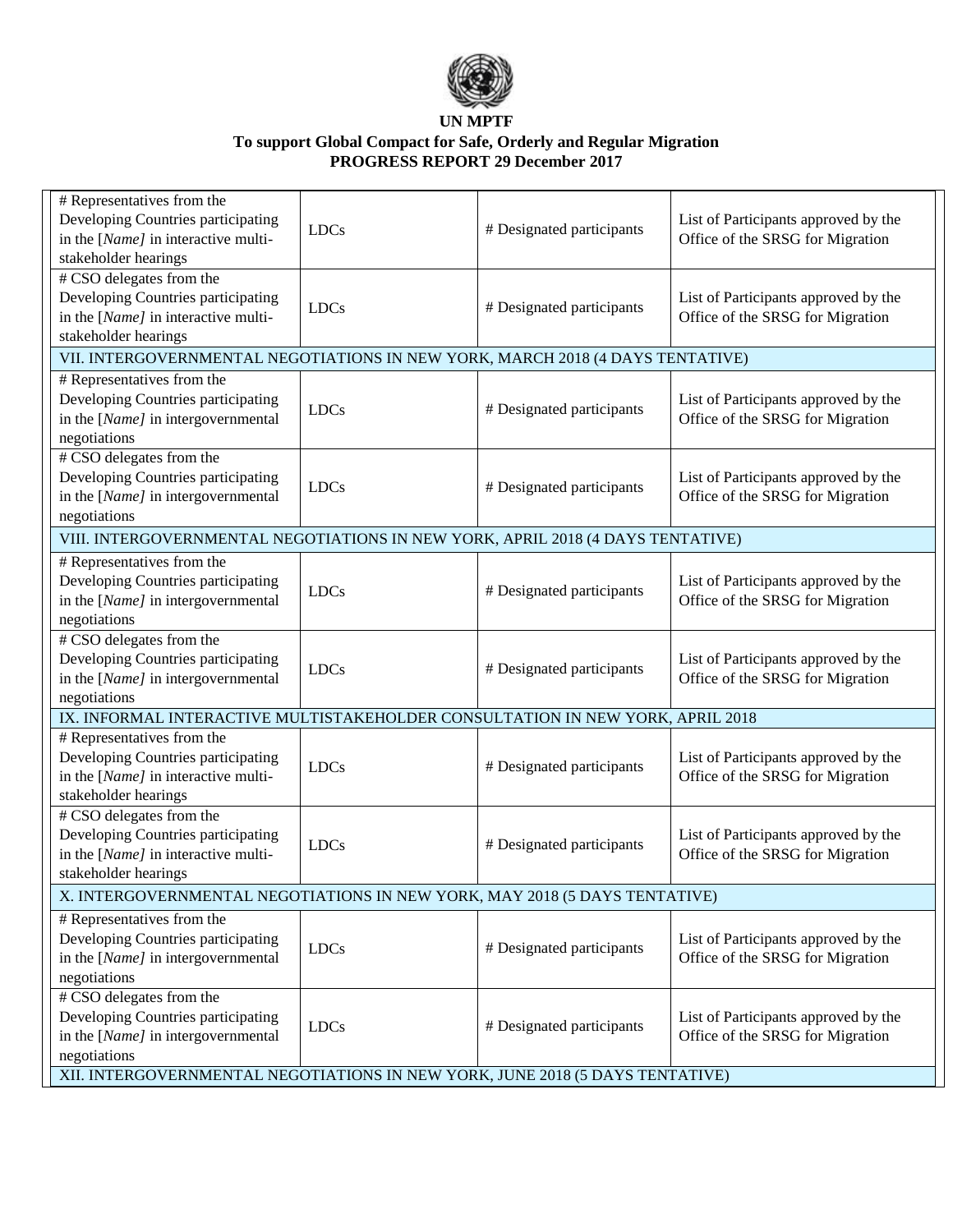**UN MPTF**
**To support Global Compact for Safe, Orderly and Regular Migration**
**PROGRESS REPORT 29 December 2017**

| | | | |
|---|---|---|---|
| # Representatives from the Developing Countries participating in the [*Name]* in interactive multi-stakeholder hearings | LDCs | # Designated participants | List of Participants approved by the Office of the SRSG for Migration |
| # CSO delegates from the Developing Countries participating in the [*Name]* in interactive multi-stakeholder hearings | LDCs | # Designated participants | List of Participants approved by the Office of the SRSG for Migration |
| VII. INTERGOVERNMENTAL NEGOTIATIONS IN NEW YORK, MARCH 2018 (4 DAYS TENTATIVE) | | | |
| # Representatives from the Developing Countries participating in the [*Name]* in intergovernmental negotiations | LDCs | # Designated participants | List of Participants approved by the Office of the SRSG for Migration |
| # CSO delegates from the Developing Countries participating in the [*Name]* in intergovernmental negotiations | LDCs | # Designated participants | List of Participants approved by the Office of the SRSG for Migration |
| VIII. INTERGOVERNMENTAL NEGOTIATIONS IN NEW YORK, APRIL 2018 (4 DAYS TENTATIVE) | | | |
| # Representatives from the Developing Countries participating in the [*Name]* in intergovernmental negotiations | LDCs | # Designated participants | List of Participants approved by the Office of the SRSG for Migration |
| # CSO delegates from the Developing Countries participating in the [*Name]* in intergovernmental negotiations | LDCs | # Designated participants | List of Participants approved by the Office of the SRSG for Migration |
| IX. INFORMAL INTERACTIVE MULTISTAKEHOLDER CONSULTATION IN NEW YORK, APRIL 2018 | | | |
| # Representatives from the Developing Countries participating in the [*Name]* in interactive multi-stakeholder hearings | LDCs | # Designated participants | List of Participants approved by the Office of the SRSG for Migration |
| # CSO delegates from the Developing Countries participating in the [*Name]* in interactive multi-stakeholder hearings | LDCs | # Designated participants | List of Participants approved by the Office of the SRSG for Migration |
| X. INTERGOVERNMENTAL NEGOTIATIONS IN NEW YORK, MAY 2018 (5 DAYS TENTATIVE) | | | |
| # Representatives from the Developing Countries participating in the [*Name]* in intergovernmental negotiations | LDCs | # Designated participants | List of Participants approved by the Office of the SRSG for Migration |
| # CSO delegates from the Developing Countries participating in the [*Name]* in intergovernmental negotiations | LDCs | # Designated participants | List of Participants approved by the Office of the SRSG for Migration |
| XII. INTERGOVERNMENTAL NEGOTIATIONS IN NEW YORK, JUNE 2018 (5 DAYS TENTATIVE) | | | |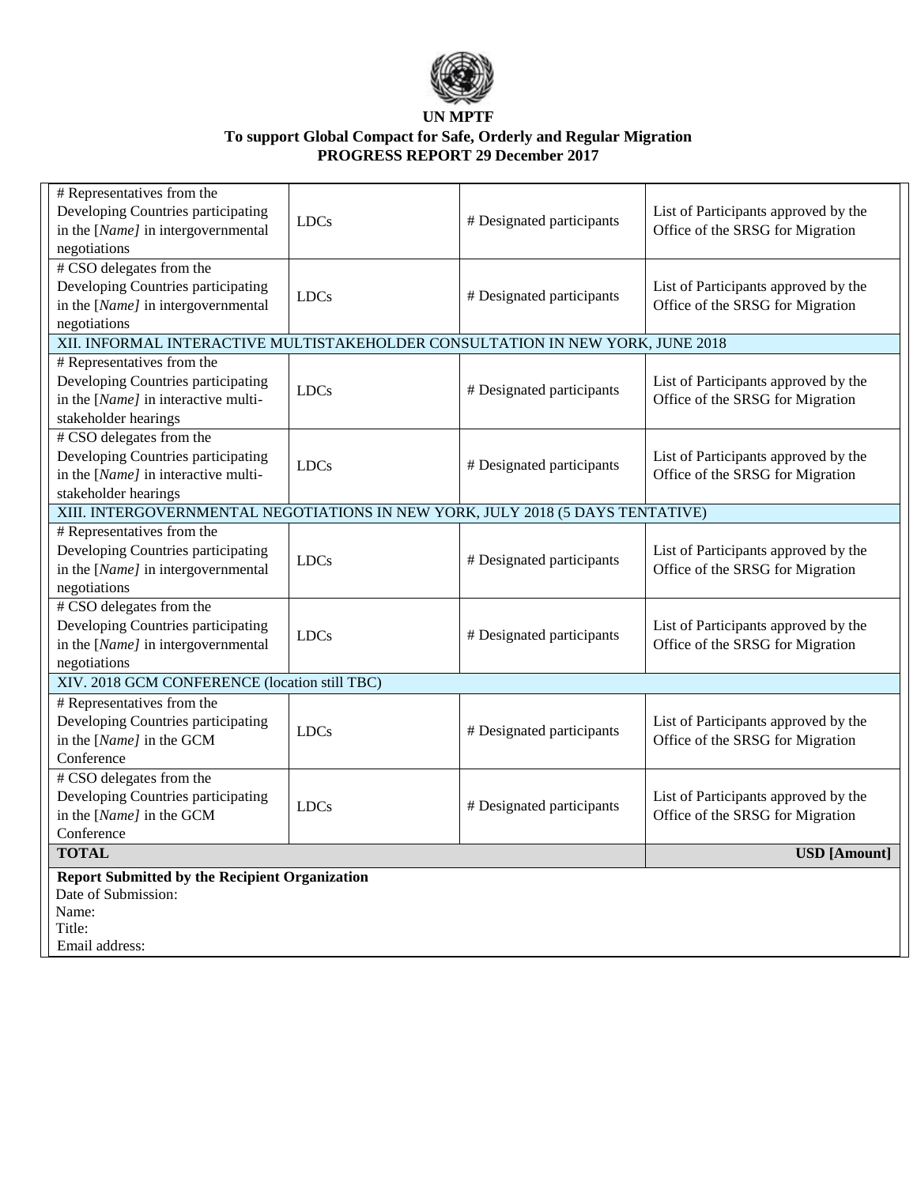**UN MPTF**
**To support Global Compact for Safe, Orderly and Regular Migration**
**PROGRESS REPORT 29 December 2017**

| | | | |
|---|---|---|---|
| # Representatives from the Developing Countries participating in the [*Name]* in intergovernmental negotiations | LDCs | # Designated participants | List of Participants approved by the Office of the SRSG for Migration |
| # CSO delegates from the Developing Countries participating in the [*Name]* in intergovernmental negotiations | LDCs | # Designated participants | List of Participants approved by the Office of the SRSG for Migration |
| XII. INFORMAL INTERACTIVE MULTISTAKEHOLDER CONSULTATION IN NEW YORK, JUNE 2018 | | | |
| # Representatives from the Developing Countries participating in the [*Name]* in interactive multi-stakeholder hearings | LDCs | # Designated participants | List of Participants approved by the Office of the SRSG for Migration |
| # CSO delegates from the Developing Countries participating in the [*Name]* in interactive multi-stakeholder hearings | LDCs | # Designated participants | List of Participants approved by the Office of the SRSG for Migration |
| XIII. INTERGOVERNMENTAL NEGOTIATIONS IN NEW YORK, JULY 2018 (5 DAYS TENTATIVE) | | | |
| # Representatives from the Developing Countries participating in the [*Name]* in intergovernmental negotiations | LDCs | # Designated participants | List of Participants approved by the Office of the SRSG for Migration |
| # CSO delegates from the Developing Countries participating in the [*Name]* in intergovernmental negotiations | LDCs | # Designated participants | List of Participants approved by the Office of the SRSG for Migration |
| XIV. 2018 GCM CONFERENCE (location still TBC) | | | |
| # Representatives from the Developing Countries participating in the [*Name]* in the GCM Conference | LDCs | # Designated participants | List of Participants approved by the Office of the SRSG for Migration |
| # CSO delegates from the Developing Countries participating in the [*Name]* in the GCM Conference | LDCs | # Designated participants | List of Participants approved by the Office of the SRSG for Migration |
| **TOTAL** | | | **USD [Amount]** |

**Report Submitted by the Recipient Organization**
Date of Submission:
Name:
Title:
Email address: